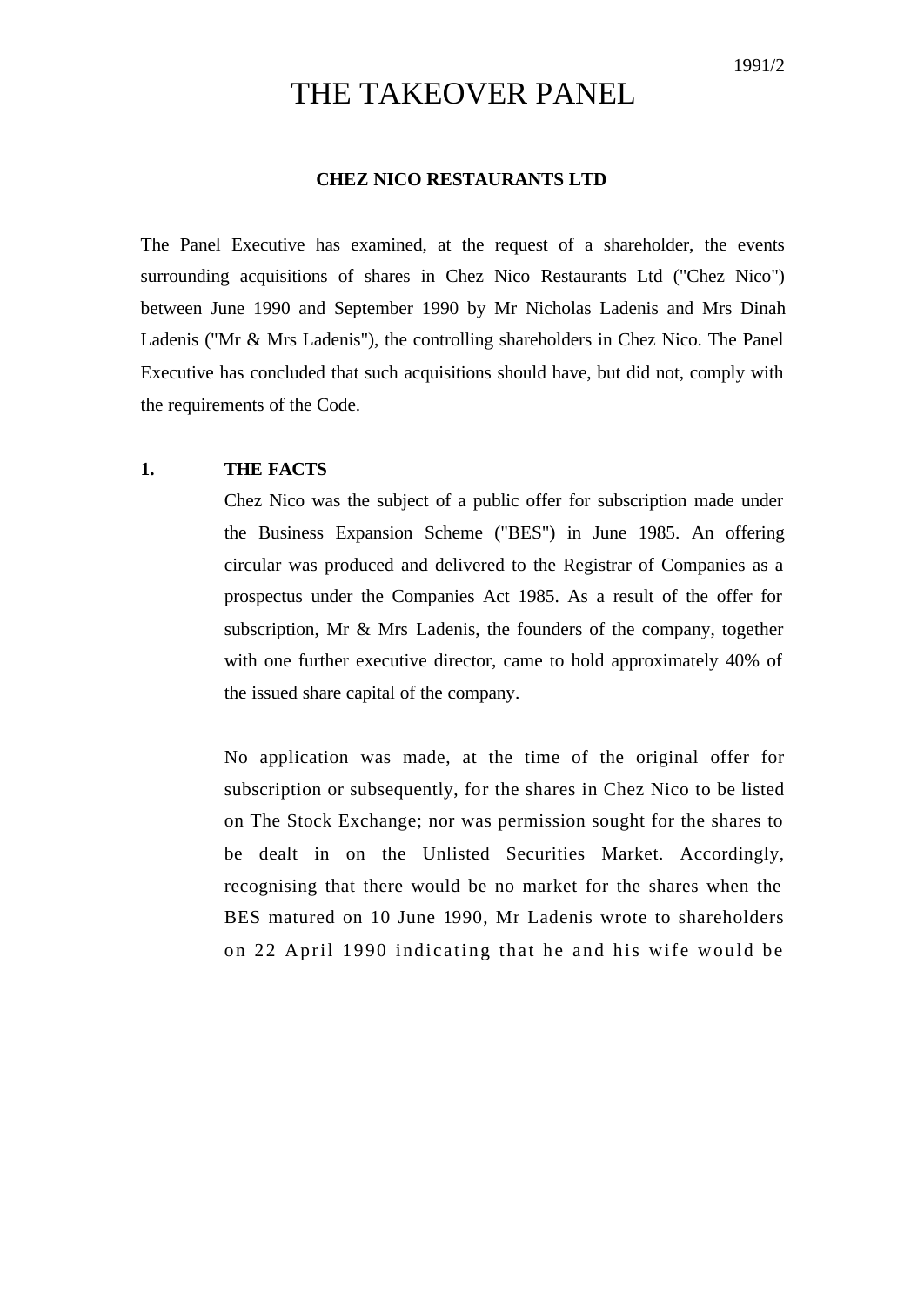# THE TAKEOVER PANEL

1991/2

**CHEZ NICO RESTAURANTS LTD**

The Panel Executive has examined, at the request of a shareholder, the events surrounding acquisitions of shares in Chez Nico Restaurants Ltd ("Chez Nico") between June 1990 and September 1990 by Mr Nicholas Ladenis and Mrs Dinah Ladenis ("Mr & Mrs Ladenis"), the controlling shareholders in Chez Nico. The Panel Executive has concluded that such acquisitions should have, but did not, comply with the requirements of the Code.

## 1. THE FACTS

Chez Nico was the subject of a public offer for subscription made under the Business Expansion Scheme ("BES") in June 1985. An offering circular was produced and delivered to the Registrar of Companies as a prospectus under the Companies Act 1985. As a result of the offer for subscription, Mr & Mrs Ladenis, the founders of the company, together with one further executive director, came to hold approximately 40% of the issued share capital of the company.

No application was made, at the time of the original offer for subscription or subsequently, for the shares in Chez Nico to be listed on The Stock Exchange; nor was permission sought for the shares to be dealt in on the Unlisted Securities Market. Accordingly, recognising that there would be no market for the shares when the BES matured on 10 June 1990, Mr Ladenis wrote to shareholders on 22 April 1990 indicating that he and his wife would be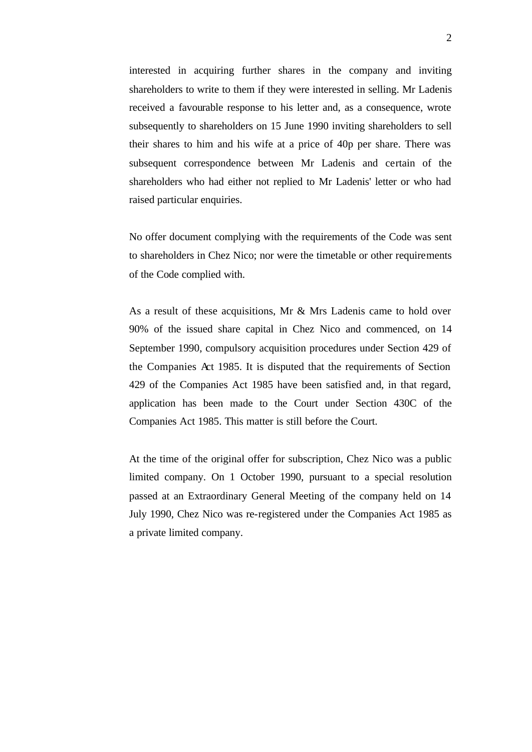interested in acquiring further shares in the company and inviting shareholders to write to them if they were interested in selling. Mr Ladenis received a favourable response to his letter and, as a consequence, wrote subsequently to shareholders on 15 June 1990 inviting shareholders to sell their shares to him and his wife at a price of 40p per share. There was subsequent correspondence between Mr Ladenis and certain of the shareholders who had either not replied to Mr Ladenis' letter or who had raised particular enquiries.

No offer document complying with the requirements of the Code was sent to shareholders in Chez Nico; nor were the timetable or other requirements of the Code complied with.

As a result of these acquisitions, Mr & Mrs Ladenis came to hold over 90% of the issued share capital in Chez Nico and commenced, on 14 September 1990, compulsory acquisition procedures under Section 429 of the Companies Act 1985. It is disputed that the requirements of Section 429 of the Companies Act 1985 have been satisfied and, in that regard, application has been made to the Court under Section 430C of the Companies Act 1985. This matter is still before the Court.

At the time of the original offer for subscription, Chez Nico was a public limited company. On 1 October 1990, pursuant to a special resolution passed at an Extraordinary General Meeting of the company held on 14 July 1990, Chez Nico was re-registered under the Companies Act 1985 as a private limited company.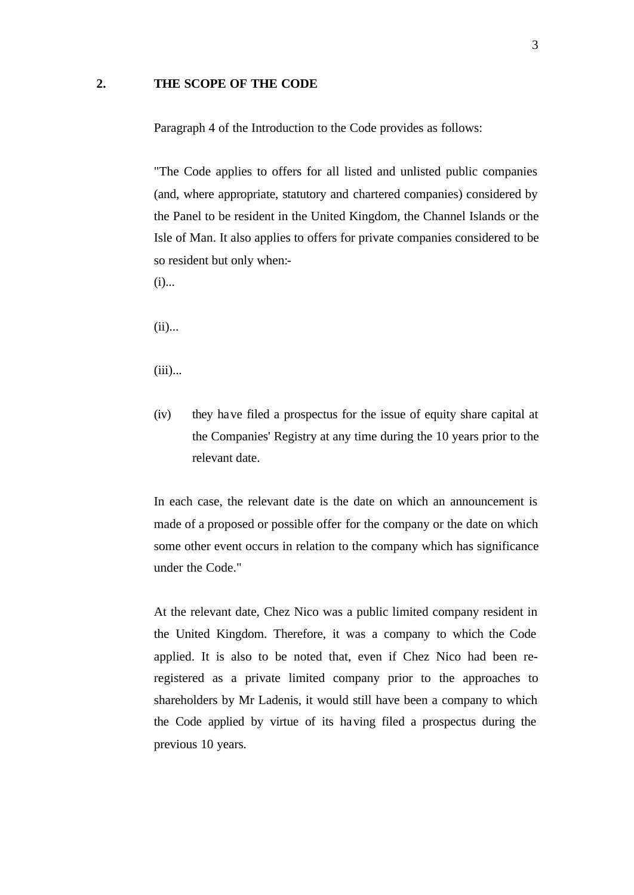## 2. THE SCOPE OF THE CODE

Paragraph 4 of the Introduction to the Code provides as follows:

"The Code applies to offers for all listed and unlisted public companies (and, where appropriate, statutory and chartered companies) considered by the Panel to be resident in the United Kingdom, the Channel Islands or the Isle of Man. It also applies to offers for private companies considered to be so resident but only when:-

(i)...

(ii)...

(iii)...

(iv) they have filed a prospectus for the issue of equity share capital at the Companies' Registry at any time during the 10 years prior to the relevant date.

In each case, the relevant date is the date on which an announcement is made of a proposed or possible offer for the company or the date on which some other event occurs in relation to the company which has significance under the Code."

At the relevant date, Chez Nico was a public limited company resident in the United Kingdom. Therefore, it was a company to which the Code applied. It is also to be noted that, even if Chez Nico had been re-registered as a private limited company prior to the approaches to shareholders by Mr Ladenis, it would still have been a company to which the Code applied by virtue of its having filed a prospectus during the previous 10 years.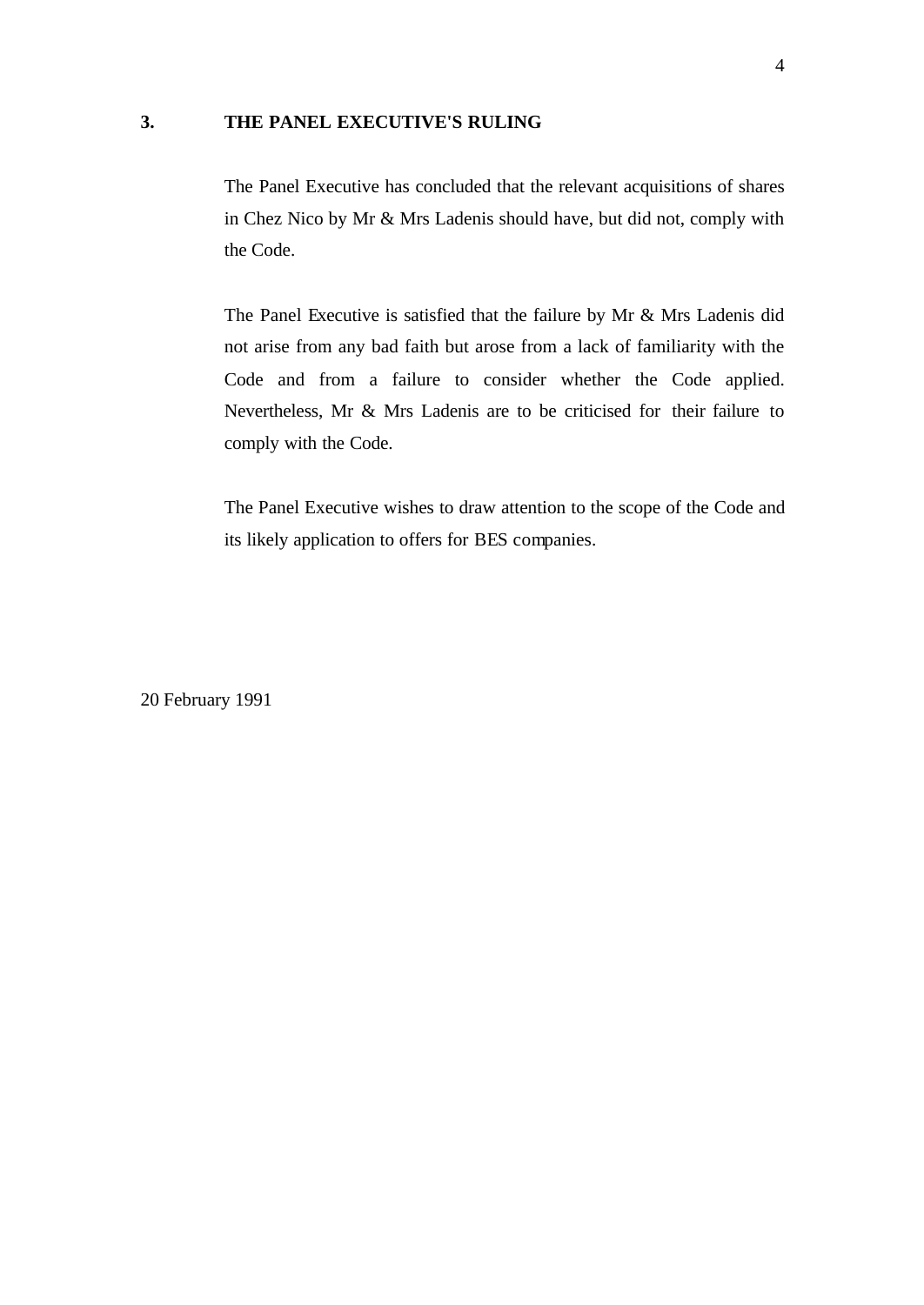## 3. THE PANEL EXECUTIVE'S RULING

The Panel Executive has concluded that the relevant acquisitions of shares in Chez Nico by Mr & Mrs Ladenis should have, but did not, comply with the Code.

The Panel Executive is satisfied that the failure by Mr & Mrs Ladenis did not arise from any bad faith but arose from a lack of familiarity with the Code and from a failure to consider whether the Code applied. Nevertheless, Mr & Mrs Ladenis are to be criticised for their failure to comply with the Code.

The Panel Executive wishes to draw attention to the scope of the Code and its likely application to offers for BES companies.

20 February 1991